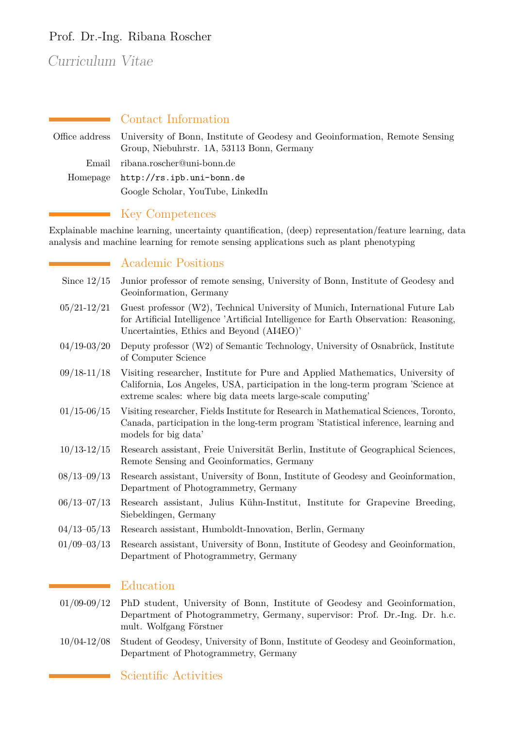# Prof. Dr.-Ing. Ribana Roscher

*Curriculum Vitae*

## Contact Information

| | |
|---|---|
| Office address | University of Bonn, Institute of Geodesy and Geoinformation, Remote Sensing Group, Niebuhrstr. 1A, 53113 Bonn, Germany |
| Email | ribana.roscher@uni-bonn.de |
| Homepage | http://rs.ipb.uni-bonn.de |
| | Google Scholar, YouTube, LinkedIn |

## Key Competences

Explainable machine learning, uncertainty quantification, (deep) representation/feature learning, data analysis and machine learning for remote sensing applications such as plant phenotyping

## Academic Positions

| | |
|---|---|
| Since 12/15 | Junior professor of remote sensing, University of Bonn, Institute of Geodesy and Geoinformation, Germany |
| 05/21-12/21 | Guest professor (W2), Technical University of Munich, International Future Lab for Artificial Intelligence 'Artificial Intelligence for Earth Observation: Reasoning, Uncertainties, Ethics and Beyond (AI4EO)' |
| 04/19-03/20 | Deputy professor (W2) of Semantic Technology, University of Osnabrück, Institute of Computer Science |
| 09/18-11/18 | Visiting researcher, Institute for Pure and Applied Mathematics, University of California, Los Angeles, USA, participation in the long-term program 'Science at extreme scales: where big data meets large-scale computing' |
| 01/15-06/15 | Visiting researcher, Fields Institute for Research in Mathematical Sciences, Toronto, Canada, participation in the long-term program 'Statistical inference, learning and models for big data' |
| 10/13-12/15 | Research assistant, Freie Universität Berlin, Institute of Geographical Sciences, Remote Sensing and Geoinformatics, Germany |
| 08/13–09/13 | Research assistant, University of Bonn, Institute of Geodesy and Geoinformation, Department of Photogrammetry, Germany |
| 06/13–07/13 | Research assistant, Julius Kühn-Institut, Institute for Grapevine Breeding, Siebeldingen, Germany |
| 04/13–05/13 | Research assistant, Humboldt-Innovation, Berlin, Germany |
| 01/09–03/13 | Research assistant, University of Bonn, Institute of Geodesy and Geoinformation, Department of Photogrammetry, Germany |

## Education

| | |
|---|---|
| 01/09-09/12 | PhD student, University of Bonn, Institute of Geodesy and Geoinformation, Department of Photogrammetry, Germany, supervisor: Prof. Dr.-Ing. Dr. h.c. mult. Wolfgang Förstner |
| 10/04-12/08 | Student of Geodesy, University of Bonn, Institute of Geodesy and Geoinformation, Department of Photogrammetry, Germany |

## Scientific Activities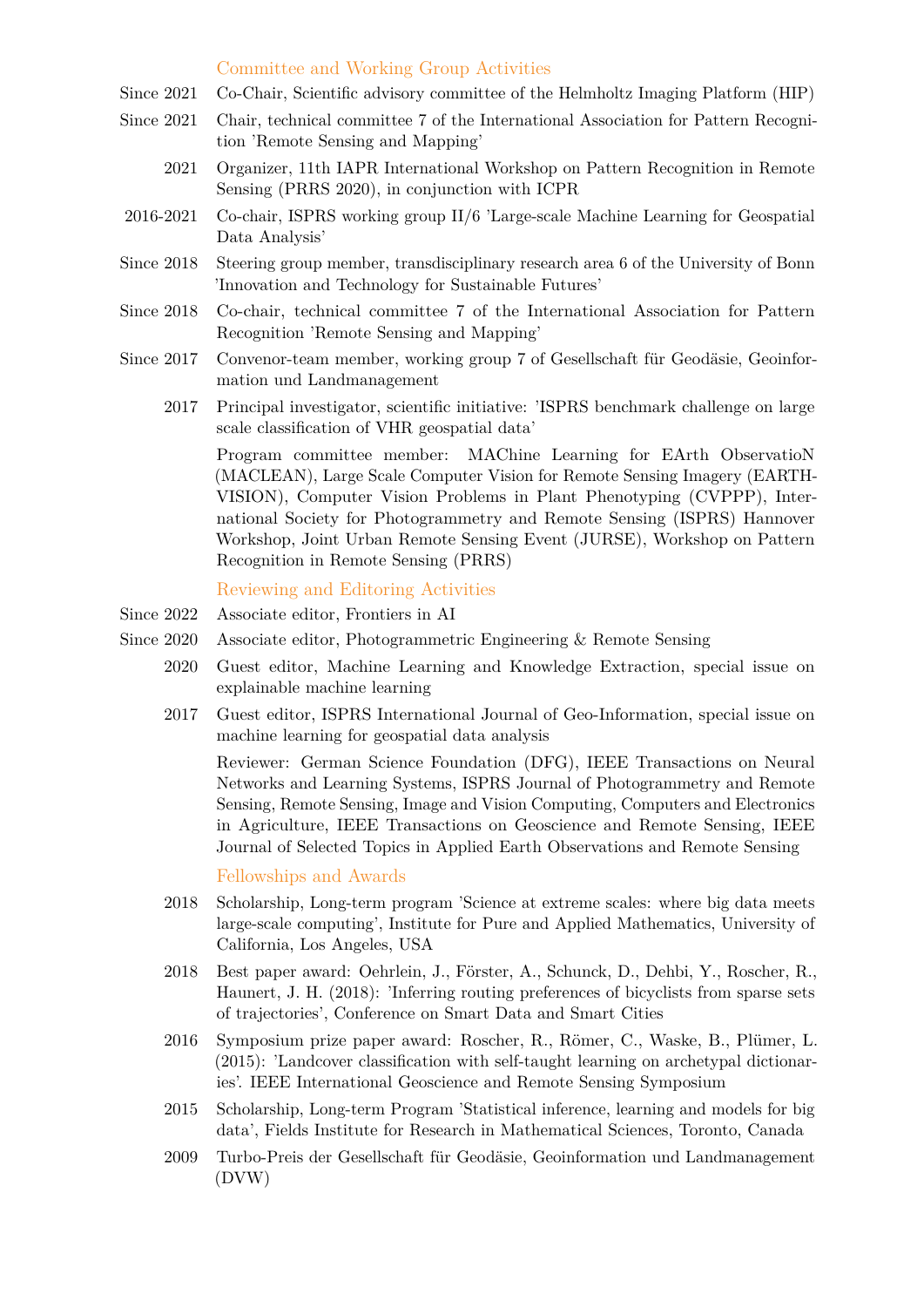## Committee and Working Group Activities

| | |
|---|---|
| Since 2021 | Co-Chair, Scientific advisory committee of the Helmholtz Imaging Platform (HIP) |
| Since 2021 | Chair, technical committee 7 of the International Association for Pattern Recognition 'Remote Sensing and Mapping' |
| 2021 | Organizer, 11th IAPR International Workshop on Pattern Recognition in Remote Sensing (PRRS 2020), in conjunction with ICPR |
| 2016-2021 | Co-chair, ISPRS working group II/6 'Large-scale Machine Learning for Geospatial Data Analysis' |
| Since 2018 | Steering group member, transdisciplinary research area 6 of the University of Bonn 'Innovation and Technology for Sustainable Futures' |
| Since 2018 | Co-chair, technical committee 7 of the International Association for Pattern Recognition 'Remote Sensing and Mapping' |
| Since 2017 | Convenor-team member, working group 7 of Gesellschaft für Geodäsie, Geoinformation und Landmanagement |
| 2017 | Principal investigator, scientific initiative: 'ISPRS benchmark challenge on large scale classification of VHR geospatial data' |
| | Program committee member: MAChine Learning for EArth ObservatioN (MACLEAN), Large Scale Computer Vision for Remote Sensing Imagery (EARTHVISION), Computer Vision Problems in Plant Phenotyping (CVPPP), International Society for Photogrammetry and Remote Sensing (ISPRS) Hannover Workshop, Joint Urban Remote Sensing Event (JURSE), Workshop on Pattern Recognition in Remote Sensing (PRRS) |

## Reviewing and Editoring Activities

| | |
|---|---|
| Since 2022 | Associate editor, Frontiers in AI |
| Since 2020 | Associate editor, Photogrammetric Engineering & Remote Sensing |
| 2020 | Guest editor, Machine Learning and Knowledge Extraction, special issue on explainable machine learning |
| 2017 | Guest editor, ISPRS International Journal of Geo-Information, special issue on machine learning for geospatial data analysis |
| | Reviewer: German Science Foundation (DFG), IEEE Transactions on Neural Networks and Learning Systems, ISPRS Journal of Photogrammetry and Remote Sensing, Remote Sensing, Image and Vision Computing, Computers and Electronics in Agriculture, IEEE Transactions on Geoscience and Remote Sensing, IEEE Journal of Selected Topics in Applied Earth Observations and Remote Sensing |

## Fellowships and Awards

| | |
|---|---|
| 2018 | Scholarship, Long-term program 'Science at extreme scales: where big data meets large-scale computing', Institute for Pure and Applied Mathematics, University of California, Los Angeles, USA |
| 2018 | Best paper award: Oehrlein, J., Förster, A., Schunck, D., Dehbi, Y., Roscher, R., Haunert, J. H. (2018): 'Inferring routing preferences of bicyclists from sparse sets of trajectories', Conference on Smart Data and Smart Cities |
| 2016 | Symposium prize paper award: Roscher, R., Römer, C., Waske, B., Plümer, L. (2015): 'Landcover classification with self-taught learning on archetypal dictionaries'. IEEE International Geoscience and Remote Sensing Symposium |
| 2015 | Scholarship, Long-term Program 'Statistical inference, learning and models for big data', Fields Institute for Research in Mathematical Sciences, Toronto, Canada |
| 2009 | Turbo-Preis der Gesellschaft für Geodäsie, Geoinformation und Landmanagement (DVW) |